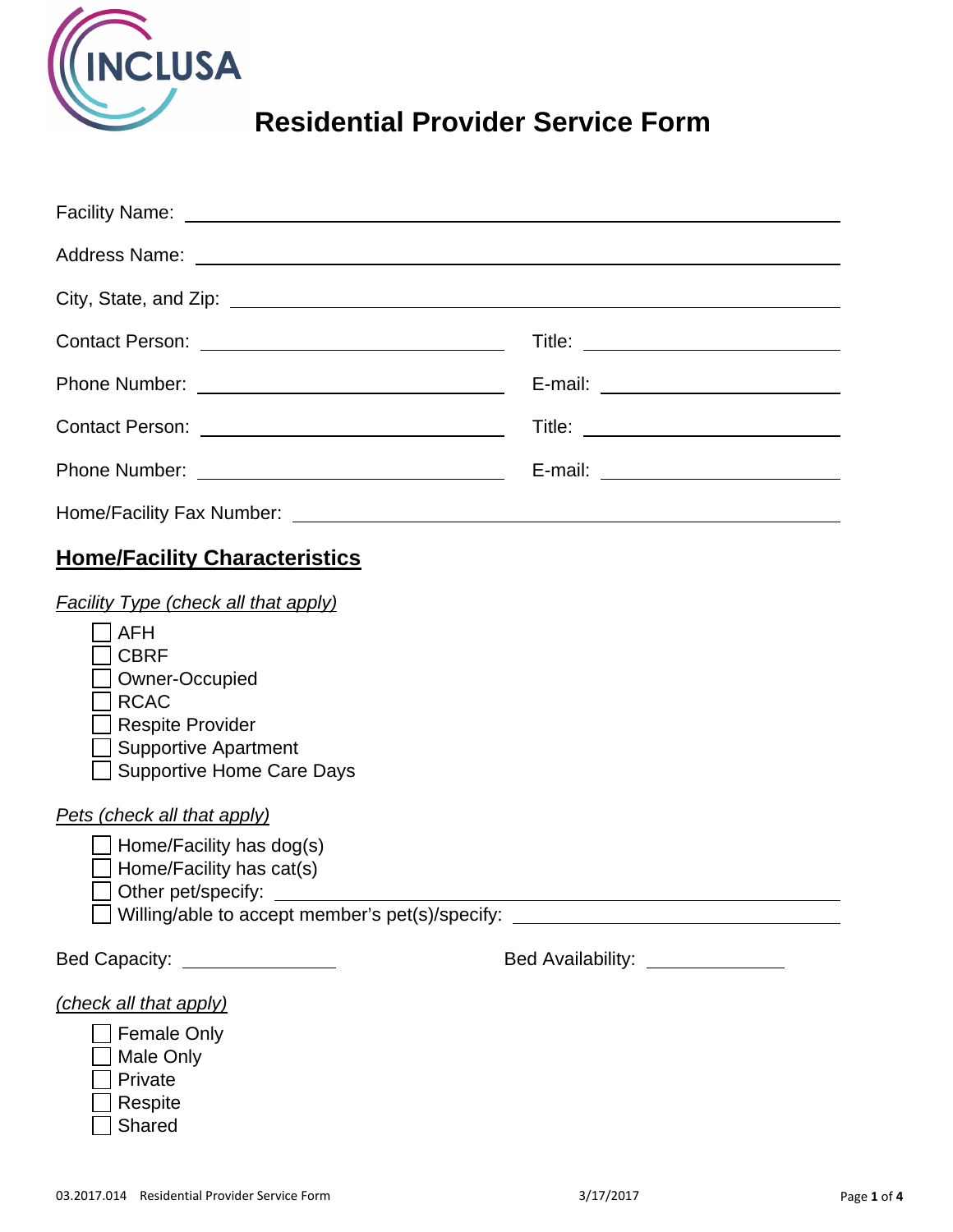# Residential Provider Service Form

Facility Name: ______________________________

Address Name: ______________________________

City, State, and Zip: ______________________________

Contact Person: ______________________________ Title: ______________________________

Phone Number: ______________________________ E-mail: ______________________________

Contact Person: ______________________________ Title: ______________________________

Phone Number: ______________________________ E-mail: ______________________________

Home/Facility Fax Number: ______________________________

## Home/Facility Characteristics

*Facility Type (check all that apply)*

- ☐ AFH
- ☐ CBRF
- ☐ Owner-Occupied
- ☐ RCAC
- ☐ Respite Provider
- ☐ Supportive Apartment
- ☐ Supportive Home Care Days

*Pets (check all that apply)*

- ☐ Home/Facility has dog(s)
- ☐ Home/Facility has cat(s)
- ☐ Other pet/specify: ______________________________
- ☐ Willing/able to accept member's pet(s)/specify: ______________________________

Bed Capacity: ______________ Bed Availability: ______________

*(check all that apply)*

- ☐ Female Only
- ☐ Male Only
- ☐ Private
- ☐ Respite
- ☐ Shared

03.2017.014 Residential Provider Service Form 3/17/2017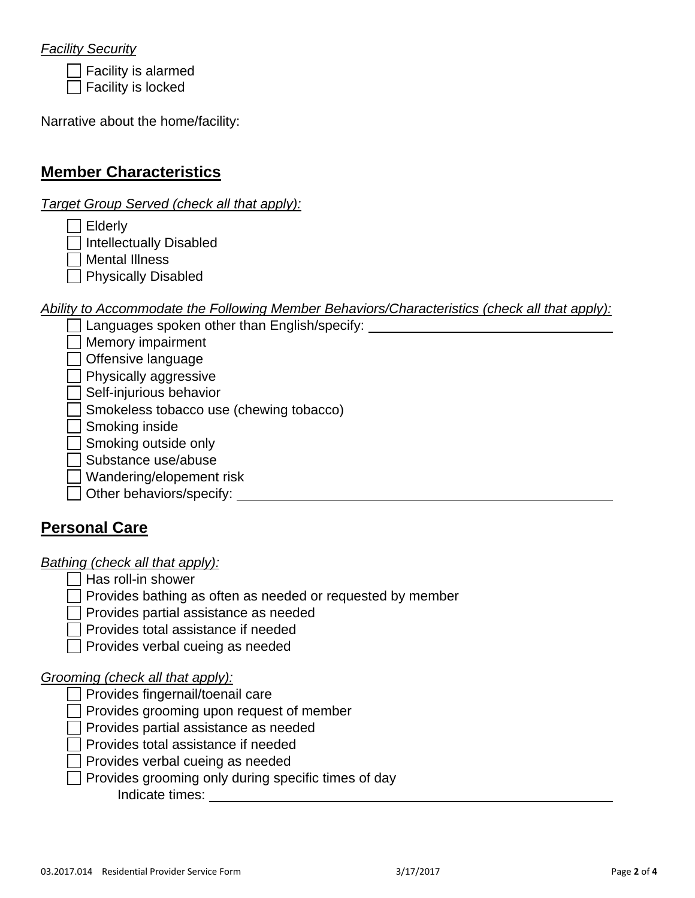*Facility Security*

- [ ] Facility is alarmed
- [ ] Facility is locked

Narrative about the home/facility:

## Member Characteristics

*Target Group Served (check all that apply):*

- [ ] Elderly
- [ ] Intellectually Disabled
- [ ] Mental Illness
- [ ] Physically Disabled

*Ability to Accommodate the Following Member Behaviors/Characteristics (check all that apply):*

- [ ] Languages spoken other than English/specify: ________________________________
- [ ] Memory impairment
- [ ] Offensive language
- [ ] Physically aggressive
- [ ] Self-injurious behavior
- [ ] Smokeless tobacco use (chewing tobacco)
- [ ] Smoking inside
- [ ] Smoking outside only
- [ ] Substance use/abuse
- [ ] Wandering/elopement risk
- [ ] Other behaviors/specify: ________________________________

## Personal Care

*Bathing (check all that apply):*

- [ ] Has roll-in shower
- [ ] Provides bathing as often as needed or requested by member
- [ ] Provides partial assistance as needed
- [ ] Provides total assistance if needed
- [ ] Provides verbal cueing as needed

*Grooming (check all that apply):*

- [ ] Provides fingernail/toenail care
- [ ] Provides grooming upon request of member
- [ ] Provides partial assistance as needed
- [ ] Provides total assistance if needed
- [ ] Provides verbal cueing as needed
- [ ] Provides grooming only during specific times of day
  Indicate times: ________________________________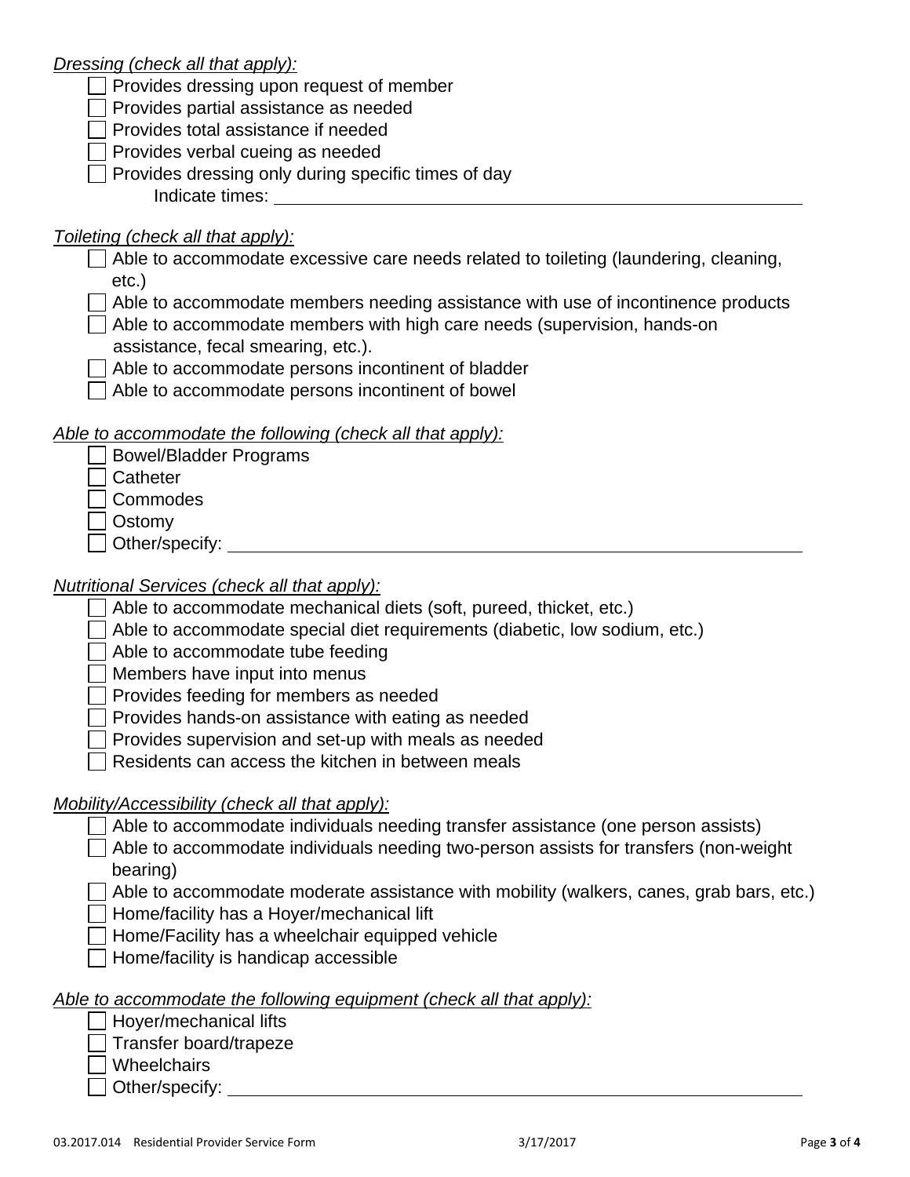*Dressing (check all that apply):*

- [ ] Provides dressing upon request of member
- [ ] Provides partial assistance as needed
- [ ] Provides total assistance if needed
- [ ] Provides verbal cueing as needed
- [ ] Provides dressing only during specific times of day
  Indicate times: ______________________________

*Toileting (check all that apply):*

- [ ] Able to accommodate excessive care needs related to toileting (laundering, cleaning, etc.)
- [ ] Able to accommodate members needing assistance with use of incontinence products
- [ ] Able to accommodate members with high care needs (supervision, hands-on assistance, fecal smearing, etc.).
- [ ] Able to accommodate persons incontinent of bladder
- [ ] Able to accommodate persons incontinent of bowel

*Able to accommodate the following (check all that apply):*

- [ ] Bowel/Bladder Programs
- [ ] Catheter
- [ ] Commodes
- [ ] Ostomy
- [ ] Other/specify: ______________________________

*Nutritional Services (check all that apply):*

- [ ] Able to accommodate mechanical diets (soft, pureed, thicket, etc.)
- [ ] Able to accommodate special diet requirements (diabetic, low sodium, etc.)
- [ ] Able to accommodate tube feeding
- [ ] Members have input into menus
- [ ] Provides feeding for members as needed
- [ ] Provides hands-on assistance with eating as needed
- [ ] Provides supervision and set-up with meals as needed
- [ ] Residents can access the kitchen in between meals

*Mobility/Accessibility (check all that apply):*

- [ ] Able to accommodate individuals needing transfer assistance (one person assists)
- [ ] Able to accommodate individuals needing two-person assists for transfers (non-weight bearing)
- [ ] Able to accommodate moderate assistance with mobility (walkers, canes, grab bars, etc.)
- [ ] Home/facility has a Hoyer/mechanical lift
- [ ] Home/Facility has a wheelchair equipped vehicle
- [ ] Home/facility is handicap accessible

*Able to accommodate the following equipment (check all that apply):*

- [ ] Hoyer/mechanical lifts
- [ ] Transfer board/trapeze
- [ ] Wheelchairs
- [ ] Other/specify: ______________________________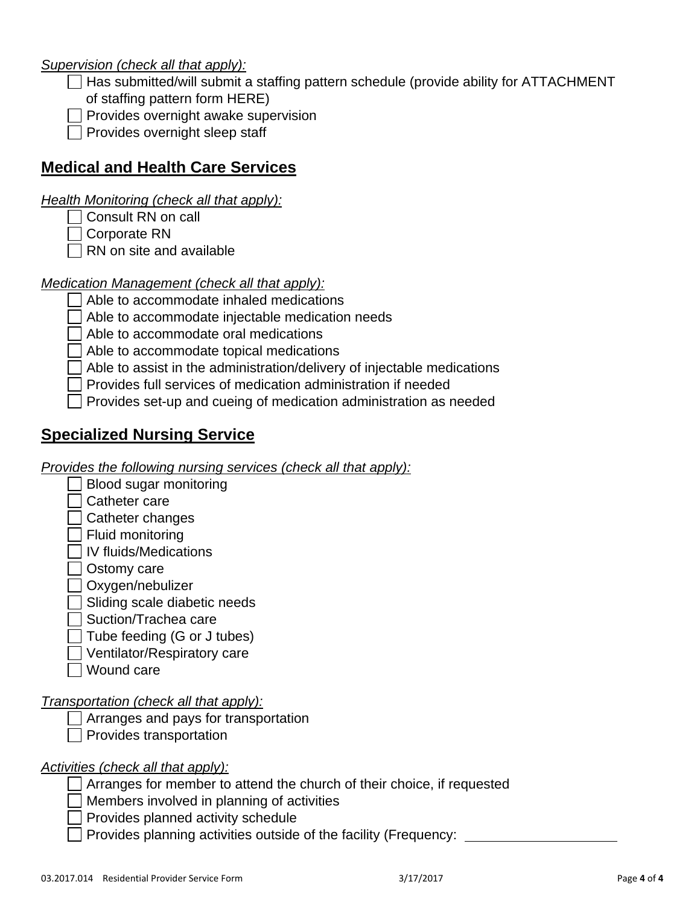*Supervision (check all that apply):*

- ☐ Has submitted/will submit a staffing pattern schedule (provide ability for ATTACHMENT of staffing pattern form HERE)
- ☐ Provides overnight awake supervision
- ☐ Provides overnight sleep staff

## Medical and Health Care Services

*Health Monitoring (check all that apply):*

- ☐ Consult RN on call
- ☐ Corporate RN
- ☐ RN on site and available

*Medication Management (check all that apply):*

- ☐ Able to accommodate inhaled medications
- ☐ Able to accommodate injectable medication needs
- ☐ Able to accommodate oral medications
- ☐ Able to accommodate topical medications
- ☐ Able to assist in the administration/delivery of injectable medications
- ☐ Provides full services of medication administration if needed
- ☐ Provides set-up and cueing of medication administration as needed

## Specialized Nursing Service

*Provides the following nursing services (check all that apply):*

- ☐ Blood sugar monitoring
- ☐ Catheter care
- ☐ Catheter changes
- ☐ Fluid monitoring
- ☐ IV fluids/Medications
- ☐ Ostomy care
- ☐ Oxygen/nebulizer
- ☐ Sliding scale diabetic needs
- ☐ Suction/Trachea care
- ☐ Tube feeding (G or J tubes)
- ☐ Ventilator/Respiratory care
- ☐ Wound care

*Transportation (check all that apply):*

- ☐ Arranges and pays for transportation
- ☐ Provides transportation

*Activities (check all that apply):*

- ☐ Arranges for member to attend the church of their choice, if requested
- ☐ Members involved in planning of activities
- ☐ Provides planned activity schedule
- ☐ Provides planning activities outside of the facility (Frequency: ____________________